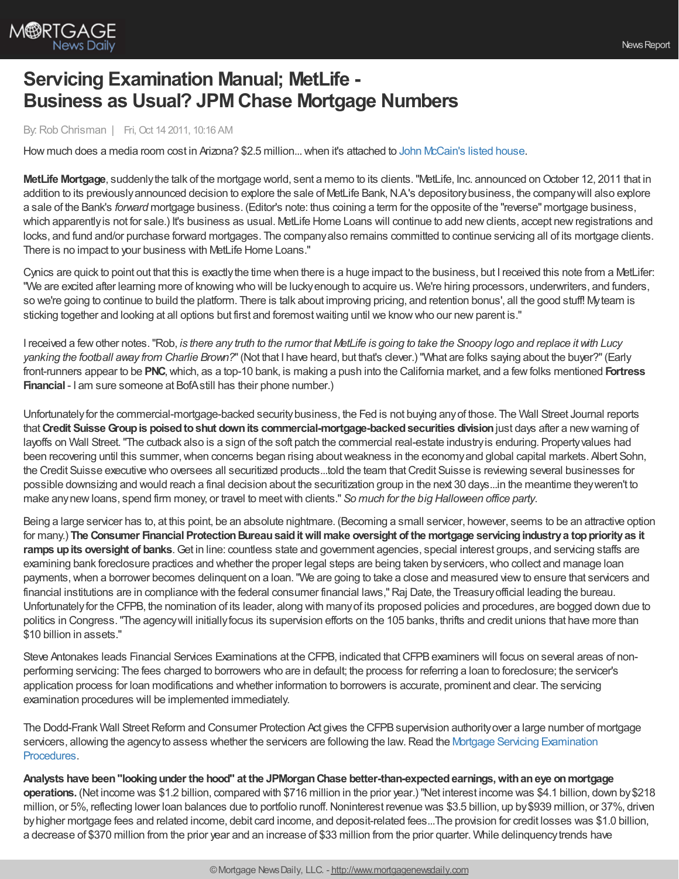# Servicing Examination Manual; MetLife - Business as Usual? JPM Chase Mortgage Numbers

By: Rob Chrisman | Fri, Oct 14 2011, 10:16 AM

How much does a media room cost in Arizona? $2.5 million... when it's attached to John McCain's listed house.

**MetLife Mortgage**, suddenly the talk of the mortgage world, sent a memo to its clients. "MetLife, Inc. announced on October 12, 2011 that in addition to its previously announced decision to explore the sale of MetLife Bank, N.A.'s depository business, the company will also explore a sale of the Bank's *forward* mortgage business. (Editor's note: thus coining a term for the opposite of the "reverse" mortgage business, which apparently is not for sale.) It's business as usual. MetLife Home Loans will continue to add new clients, accept new registrations and locks, and fund and/or purchase forward mortgages. The company also remains committed to continue servicing all of its mortgage clients. There is no impact to your business with MetLife Home Loans."

Cynics are quick to point out that this is exactly the time when there is a huge impact to the business, but I received this note from a MetLifer: "We are excited after learning more of knowing who will be lucky enough to acquire us. We're hiring processors, underwriters, and funders, so we're going to continue to build the platform. There is talk about improving pricing, and retention bonus', all the good stuff! My team is sticking together and looking at all options but first and foremost waiting until we know who our new parent is."

I received a few other notes. "Rob, *is there any truth to the rumor that MetLife is going to take the Snoopy logo and replace it with Lucy yanking the football away from Charlie Brown?*" (Not that I have heard, but that's clever.) "What are folks saying about the buyer?" (Early front-runners appear to be **PNC**, which, as a top-10 bank, is making a push into the California market, and a few folks mentioned **Fortress Financial** - I am sure someone at BofA still has their phone number.)

Unfortunately for the commercial-mortgage-backed security business, the Fed is not buying any of those. The Wall Street Journal reports that **Credit Suisse Group is poised to shut down its commercial-mortgage-backed securities division** just days after a new warning of layoffs on Wall Street. "The cutback also is a sign of the soft patch the commercial real-estate industry is enduring. Property values had been recovering until this summer, when concerns began rising about weakness in the economy and global capital markets. Albert Sohn, the Credit Suisse executive who oversees all securitized products...told the team that Credit Suisse is reviewing several businesses for possible downsizing and would reach a final decision about the securitization group in the next 30 days...in the meantime they weren't to make any new loans, spend firm money, or travel to meet with clients." *So much for the big Halloween office party*.

Being a large servicer has to, at this point, be an absolute nightmare. (Becoming a small servicer, however, seems to be an attractive option for many.) **The Consumer Financial Protection Bureau said it will make oversight of the mortgage servicing industry a top priority as it ramps up its oversight of banks**. Get in line: countless state and government agencies, special interest groups, and servicing staffs are examining bank foreclosure practices and whether the proper legal steps are being taken by servicers, who collect and manage loan payments, when a borrower becomes delinquent on a loan. "We are going to take a close and measured view to ensure that servicers and financial institutions are in compliance with the federal consumer financial laws," Raj Date, the Treasury official leading the bureau. Unfortunately for the CFPB, the nomination of its leader, along with many of its proposed policies and procedures, are bogged down due to politics in Congress. "The agency will initially focus its supervision efforts on the 105 banks, thrifts and credit unions that have more than $10 billion in assets."

Steve Antonakes leads Financial Services Examinations at the CFPB, indicated that CFPB examiners will focus on several areas of non-performing servicing: The fees charged to borrowers who are in default; the process for referring a loan to foreclosure; the servicer's application process for loan modifications and whether information to borrowers is accurate, prominent and clear. The servicing examination procedures will be implemented immediately.

The Dodd-Frank Wall Street Reform and Consumer Protection Act gives the CFPB supervision authority over a large number of mortgage servicers, allowing the agency to assess whether the servicers are following the law. Read the Mortgage Servicing Examination Procedures.

**Analysts have been "looking under the hood" at the JPMorgan Chase better-than-expected earnings, with an eye on mortgage operations.** (Net income was $1.2 billion, compared with $716 million in the prior year.) "Net interest income was $4.1 billion, down by $218 million, or 5%, reflecting lower loan balances due to portfolio runoff. Noninterest revenue was $3.5 billion, up by $939 million, or 37%, driven by higher mortgage fees and related income, debit card income, and deposit-related fees...The provision for credit losses was $1.0 billion, a decrease of $370 million from the prior year and an increase of $33 million from the prior quarter. While delinquency trends have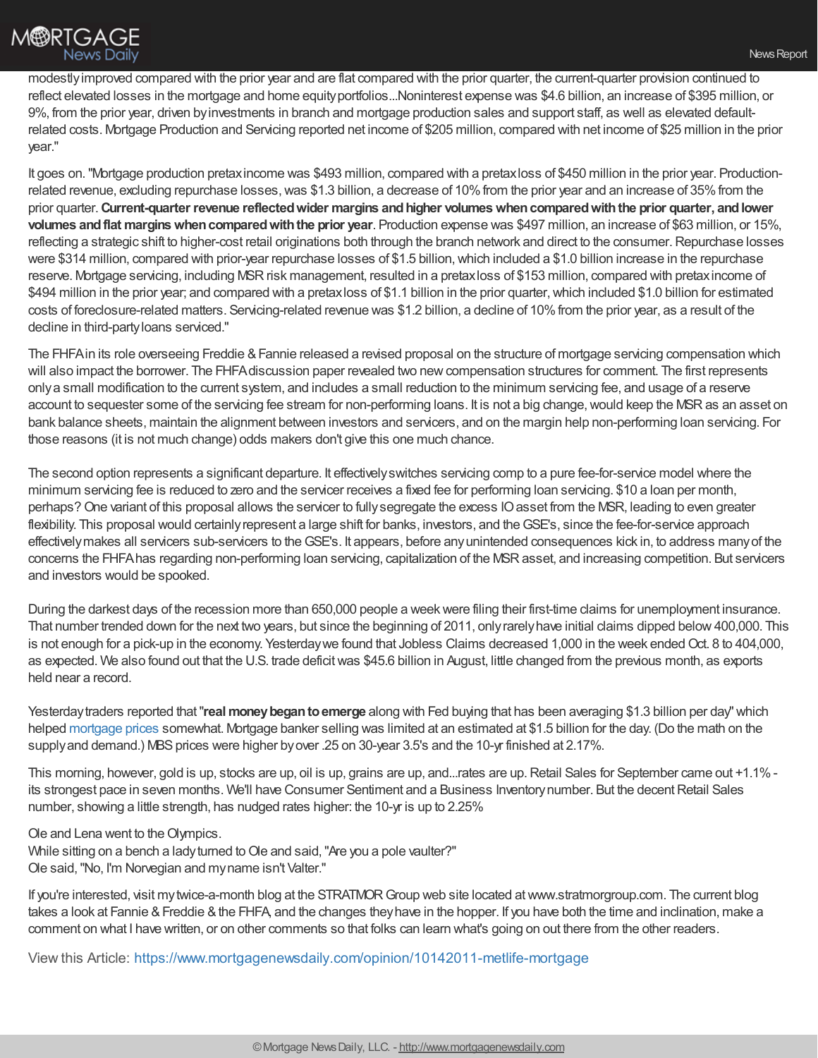modestly improved compared with the prior year and are flat compared with the prior quarter, the current-quarter provision continued to reflect elevated losses in the mortgage and home equity portfolios...Noninterest expense was $4.6 billion, an increase of $395 million, or 9%, from the prior year, driven by investments in branch and mortgage production sales and support staff, as well as elevated default-related costs. Mortgage Production and Servicing reported net income of $205 million, compared with net income of $25 million in the prior year."

It goes on. "Mortgage production pretax income was $493 million, compared with a pretax loss of $450 million in the prior year. Production-related revenue, excluding repurchase losses, was $1.3 billion, a decrease of 10% from the prior year and an increase of 35% from the prior quarter. **Current-quarter revenue reflected wider margins and higher volumes when compared with the prior quarter, and lower volumes and flat margins when compared with the prior year**. Production expense was $497 million, an increase of $63 million, or 15%, reflecting a strategic shift to higher-cost retail originations both through the branch network and direct to the consumer. Repurchase losses were $314 million, compared with prior-year repurchase losses of $1.5 billion, which included a $1.0 billion increase in the repurchase reserve. Mortgage servicing, including MSR risk management, resulted in a pretax loss of $153 million, compared with pretax income of $494 million in the prior year; and compared with a pretax loss of $1.1 billion in the prior quarter, which included $1.0 billion for estimated costs of foreclosure-related matters. Servicing-related revenue was $1.2 billion, a decline of 10% from the prior year, as a result of the decline in third-party loans serviced."

The FHFA in its role overseeing Freddie & Fannie released a revised proposal on the structure of mortgage servicing compensation which will also impact the borrower. The FHFA discussion paper revealed two new compensation structures for comment. The first represents only a small modification to the current system, and includes a small reduction to the minimum servicing fee, and usage of a reserve account to sequester some of the servicing fee stream for non-performing loans. It is not a big change, would keep the MSR as an asset on bank balance sheets, maintain the alignment between investors and servicers, and on the margin help non-performing loan servicing. For those reasons (it is not much change) odds makers don't give this one much chance.

The second option represents a significant departure. It effectively switches servicing comp to a pure fee-for-service model where the minimum servicing fee is reduced to zero and the servicer receives a fixed fee for performing loan servicing. $10 a loan per month, perhaps? One variant of this proposal allows the servicer to fully segregate the excess IO asset from the MSR, leading to even greater flexibility. This proposal would certainly represent a large shift for banks, investors, and the GSE's, since the fee-for-service approach effectively makes all servicers sub-servicers to the GSE's. It appears, before any unintended consequences kick in, to address many of the concerns the FHFA has regarding non-performing loan servicing, capitalization of the MSR asset, and increasing competition. But servicers and investors would be spooked.

During the darkest days of the recession more than 650,000 people a week were filing their first-time claims for unemployment insurance. That number trended down for the next two years, but since the beginning of 2011, only rarely have initial claims dipped below 400,000. This is not enough for a pick-up in the economy. Yesterday we found that Jobless Claims decreased 1,000 in the week ended Oct. 8 to 404,000, as expected. We also found out that the U.S. trade deficit was $45.6 billion in August, little changed from the previous month, as exports held near a record.

Yesterday traders reported that "**real money began to emerge** along with Fed buying that has been averaging $1.3 billion per day" which helped mortgage prices somewhat. Mortgage banker selling was limited at an estimated at $1.5 billion for the day. (Do the math on the supply and demand.) MBS prices were higher by over .25 on 30-year 3.5's and the 10-yr finished at 2.17%.

This morning, however, gold is up, stocks are up, oil is up, grains are up, and...rates are up. Retail Sales for September came out +1.1% - its strongest pace in seven months. We'll have Consumer Sentiment and a Business Inventory number. But the decent Retail Sales number, showing a little strength, has nudged rates higher: the 10-yr is up to 2.25%

Ole and Lena went to the Olympics.
While sitting on a bench a lady turned to Ole and said, "Are you a pole vaulter?"
Ole said, "No, I'm Norvegian and my name isn't Valter."

If you're interested, visit my twice-a-month blog at the STRATMOR Group web site located at www.stratmorgroup.com. The current blog takes a look at Fannie & Freddie & the FHFA, and the changes they have in the hopper. If you have both the time and inclination, make a comment on what I have written, or on other comments so that folks can learn what's going on out there from the other readers.

View this Article: https://www.mortgagenewsdaily.com/opinion/10142011-metlife-mortgage